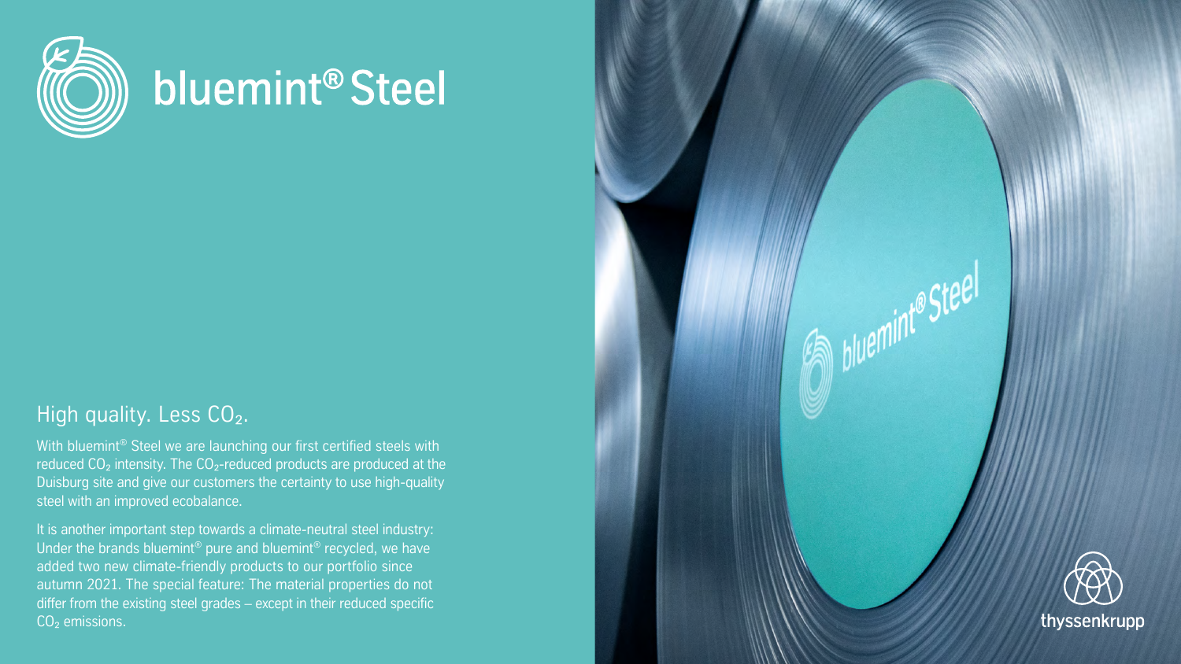# bluemint® Steel

## High quality. Less $CO_2$.

With bluemint® Steel we are launching our first certified steels with reduced $CO_2$ intensity. The $CO_2$-reduced products are produced at the Duisburg site and give our customers the certainty to use high-quality steel with an improved ecobalance.

It is another important step towards a climate-neutral steel industry: Under the brands bluemint® pure and bluemint® recycled, we have added two new climate-friendly products to our portfolio since autumn 2021. The special feature: The material properties do not differ from the existing steel grades – except in their reduced specific $CO_2$ emissions.

thyssenkrupp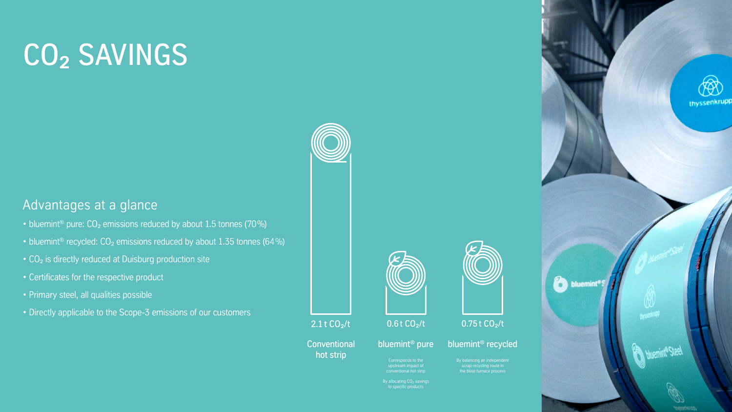# $CO_2$ SAVINGS

## Advantages at a glance

- bluemint® pure: $CO_2$ emissions reduced by about 1.5 tonnes (70%)
- bluemint® recycled: $CO_2$ emissions reduced by about 1.35 tonnes (64%)
- $CO_2$ is directly reduced at Duisburg production site
- Certificates for the respective product
- Primary steel, all qualities possible
- Directly applicable to the Scope-3 emissions of our customers

2.1 t $CO_2$/t

**Conventional hot strip**

0.6 t $CO_2$/t

**bluemint® pure**

Corresponds to the upstream impact of conventional hot strip

By allocating $CO_2$ savings to specific products

0.75 t $CO_2$/t

**bluemint® recycled**

By balancing an independent scrap recycling route in the blast furnace process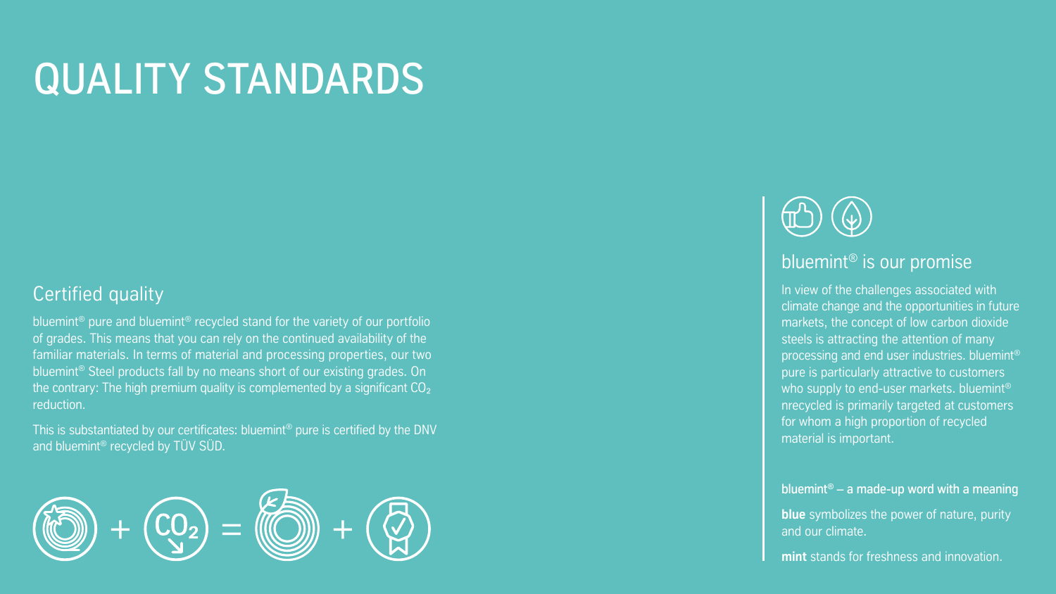# QUALITY STANDARDS

## Certified quality

bluemint® pure and bluemint® recycled stand for the variety of our portfolio of grades. This means that you can rely on the continued availability of the familiar materials. In terms of material and processing properties, our two bluemint® Steel products fall by no means short of our existing grades. On the contrary: The high premium quality is complemented by a significant $CO_2$ reduction.

This is substantiated by our certificates: bluemint® pure is certified by the DNV and bluemint® recycled by TÜV SÜD.

+ $CO_2$ = +

## bluemint® is our promise

In view of the challenges associated with climate change and the opportunities in future markets, the concept of low carbon dioxide steels is attracting the attention of many processing and end user industries. bluemint® pure is particularly attractive to customers who supply to end-user markets. bluemint® nrecycled is primarily targeted at customers for whom a high proportion of recycled material is important.

**bluemint® – a made-up word with a meaning**

**blue** symbolizes the power of nature, purity and our climate.

**mint** stands for freshness and innovation.